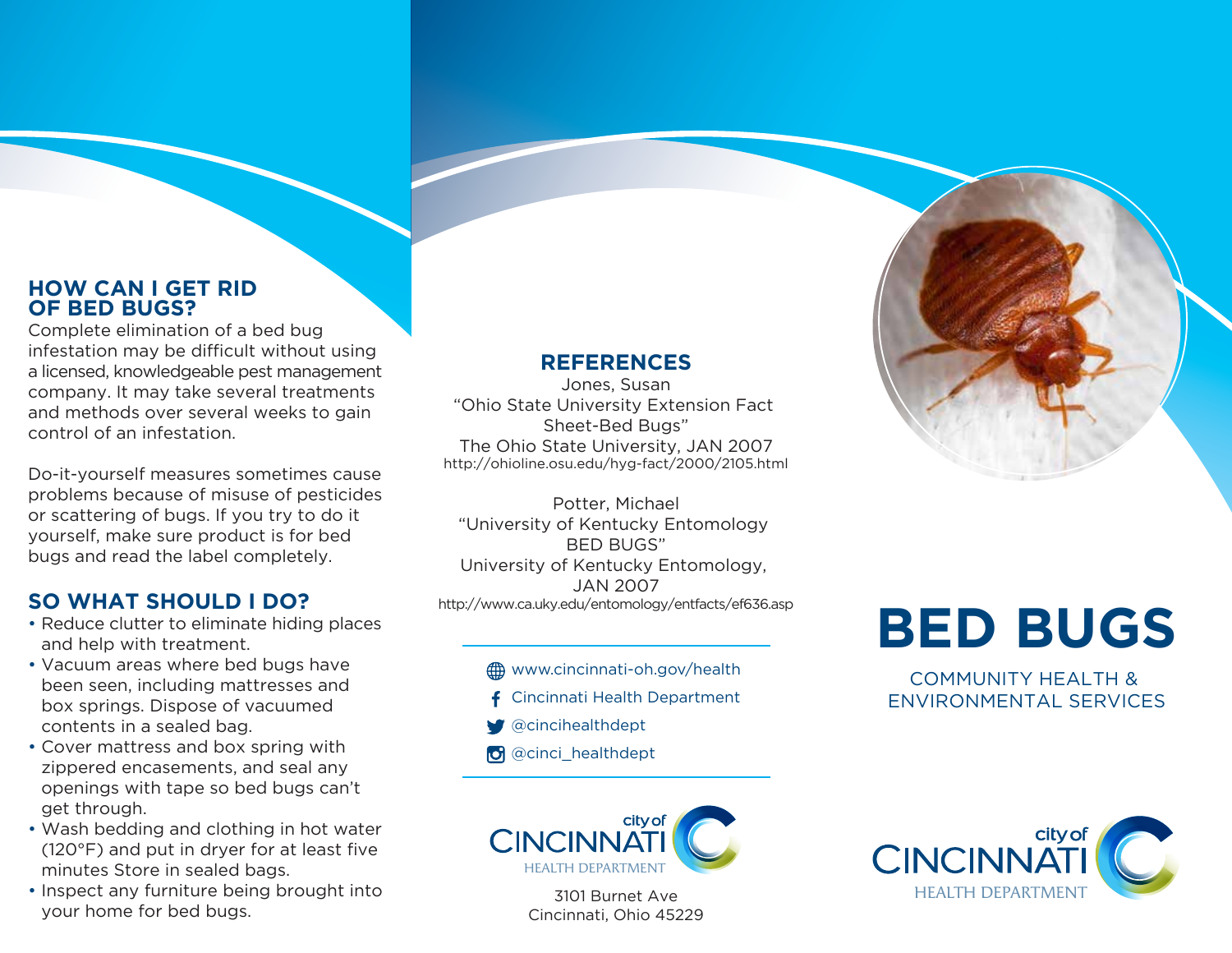## HOW CAN I GET RID OF BED BUGS?

Complete elimination of a bed bug infestation may be difficult without using a licensed, knowledgeable pest management company. It may take several treatments and methods over several weeks to gain control of an infestation.

Do-it-yourself measures sometimes cause problems because of misuse of pesticides or scattering of bugs. If you try to do it yourself, make sure product is for bed bugs and read the label completely.

## SO WHAT SHOULD I DO?

- Reduce clutter to eliminate hiding places and help with treatment.
- Vacuum areas where bed bugs have been seen, including mattresses and box springs. Dispose of vacuumed contents in a sealed bag.
- Cover mattress and box spring with zippered encasements, and seal any openings with tape so bed bugs can't get through.
- Wash bedding and clothing in hot water (120°F) and put in dryer for at least five minutes Store in sealed bags.
- Inspect any furniture being brought into your home for bed bugs.

## REFERENCES

Jones, Susan
"Ohio State University Extension Fact Sheet-Bed Bugs"
The Ohio State University, JAN 2007
http://ohioline.osu.edu/hyg-fact/2000/2105.html

Potter, Michael
"University of Kentucky Entomology BED BUGS"
University of Kentucky Entomology, JAN 2007
http://www.ca.uky.edu/entomology/entfacts/ef636.asp

www.cincinnati-oh.gov/health
Cincinnati Health Department
@cincihealthdept
@cinci_healthdept

city of CINCINNATI HEALTH DEPARTMENT

3101 Burnet Ave
Cincinnati, Ohio 45229

# BED BUGS

COMMUNITY HEALTH & ENVIRONMENTAL SERVICES

city of CINCINNATI HEALTH DEPARTMENT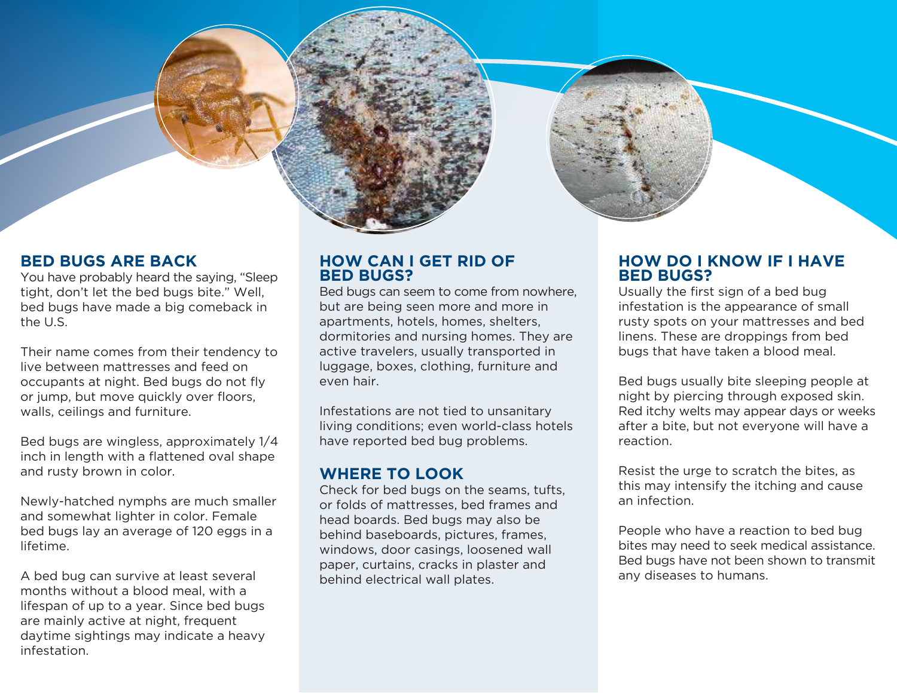## BED BUGS ARE BACK

You have probably heard the saying, "Sleep tight, don't let the bed bugs bite." Well, bed bugs have made a big comeback in the U.S.

Their name comes from their tendency to live between mattresses and feed on occupants at night. Bed bugs do not fly or jump, but move quickly over floors, walls, ceilings and furniture.

Bed bugs are wingless, approximately 1/4 inch in length with a flattened oval shape and rusty brown in color.

Newly-hatched nymphs are much smaller and somewhat lighter in color. Female bed bugs lay an average of 120 eggs in a lifetime.

A bed bug can survive at least several months without a blood meal, with a lifespan of up to a year. Since bed bugs are mainly active at night, frequent daytime sightings may indicate a heavy infestation.

## HOW CAN I GET RID OF BED BUGS?

Bed bugs can seem to come from nowhere, but are being seen more and more in apartments, hotels, homes, shelters, dormitories and nursing homes. They are active travelers, usually transported in luggage, boxes, clothing, furniture and even hair.

Infestations are not tied to unsanitary living conditions; even world-class hotels have reported bed bug problems.

## WHERE TO LOOK

Check for bed bugs on the seams, tufts, or folds of mattresses, bed frames and head boards. Bed bugs may also be behind baseboards, pictures, frames, windows, door casings, loosened wall paper, curtains, cracks in plaster and behind electrical wall plates.

## HOW DO I KNOW IF I HAVE BED BUGS?

Usually the first sign of a bed bug infestation is the appearance of small rusty spots on your mattresses and bed linens. These are droppings from bed bugs that have taken a blood meal.

Bed bugs usually bite sleeping people at night by piercing through exposed skin. Red itchy welts may appear days or weeks after a bite, but not everyone will have a reaction.

Resist the urge to scratch the bites, as this may intensify the itching and cause an infection.

People who have a reaction to bed bug bites may need to seek medical assistance. Bed bugs have not been shown to transmit any diseases to humans.